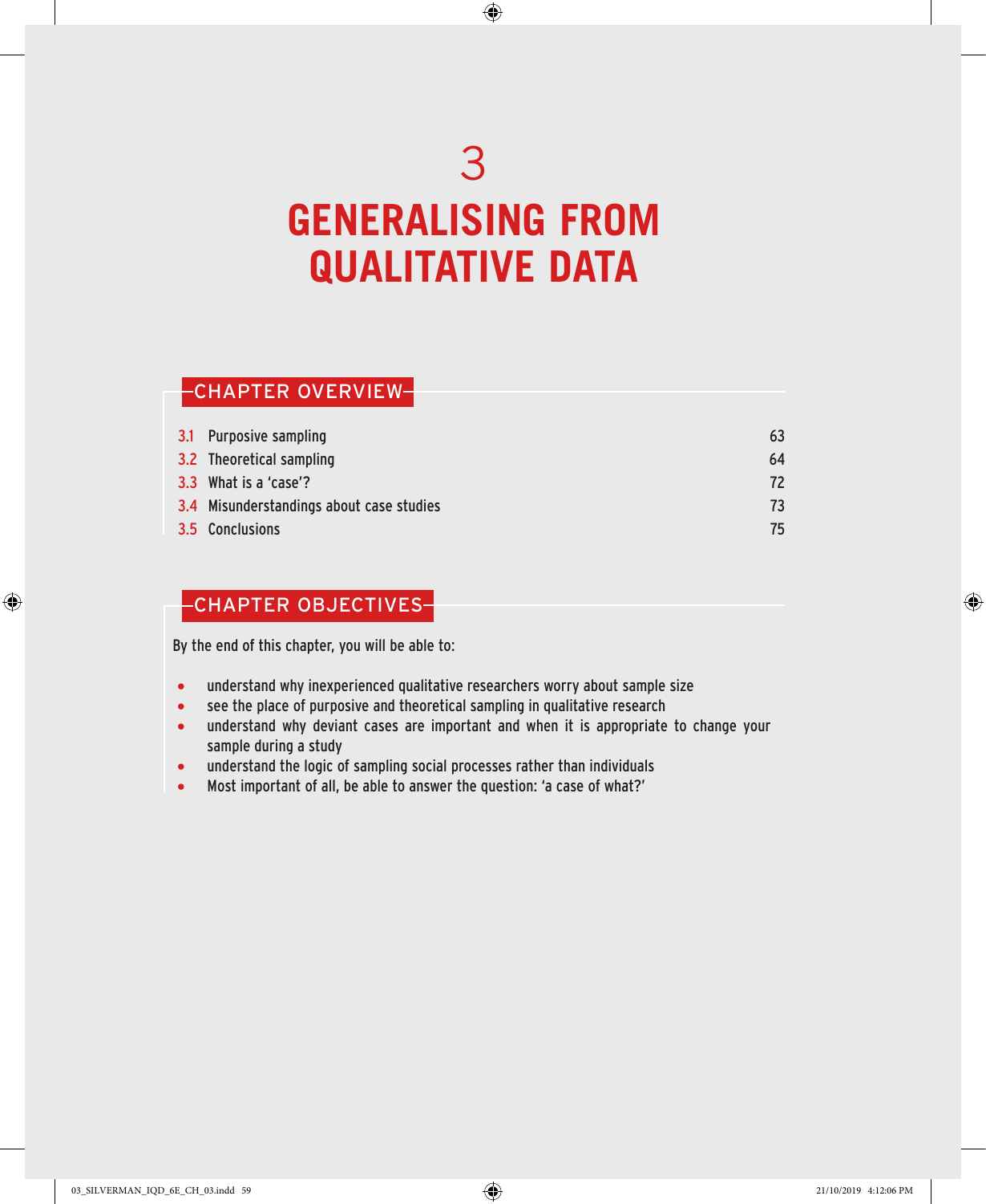# 3
# GENERALISING FROM QUALITATIVE DATA

## CHAPTER OVERVIEW

| | | |
|---|---|---|
| 3.1 | Purposive sampling | 63 |
| 3.2 | Theoretical sampling | 64 |
| 3.3 | What is a 'case'? | 72 |
| 3.4 | Misunderstandings about case studies | 73 |
| 3.5 | Conclusions | 75 |

## CHAPTER OBJECTIVES

By the end of this chapter, you will be able to:

- understand why inexperienced qualitative researchers worry about sample size
- see the place of purposive and theoretical sampling in qualitative research
- understand why deviant cases are important and when it is appropriate to change your sample during a study
- understand the logic of sampling social processes rather than individuals
- Most important of all, be able to answer the question: 'a case of what?'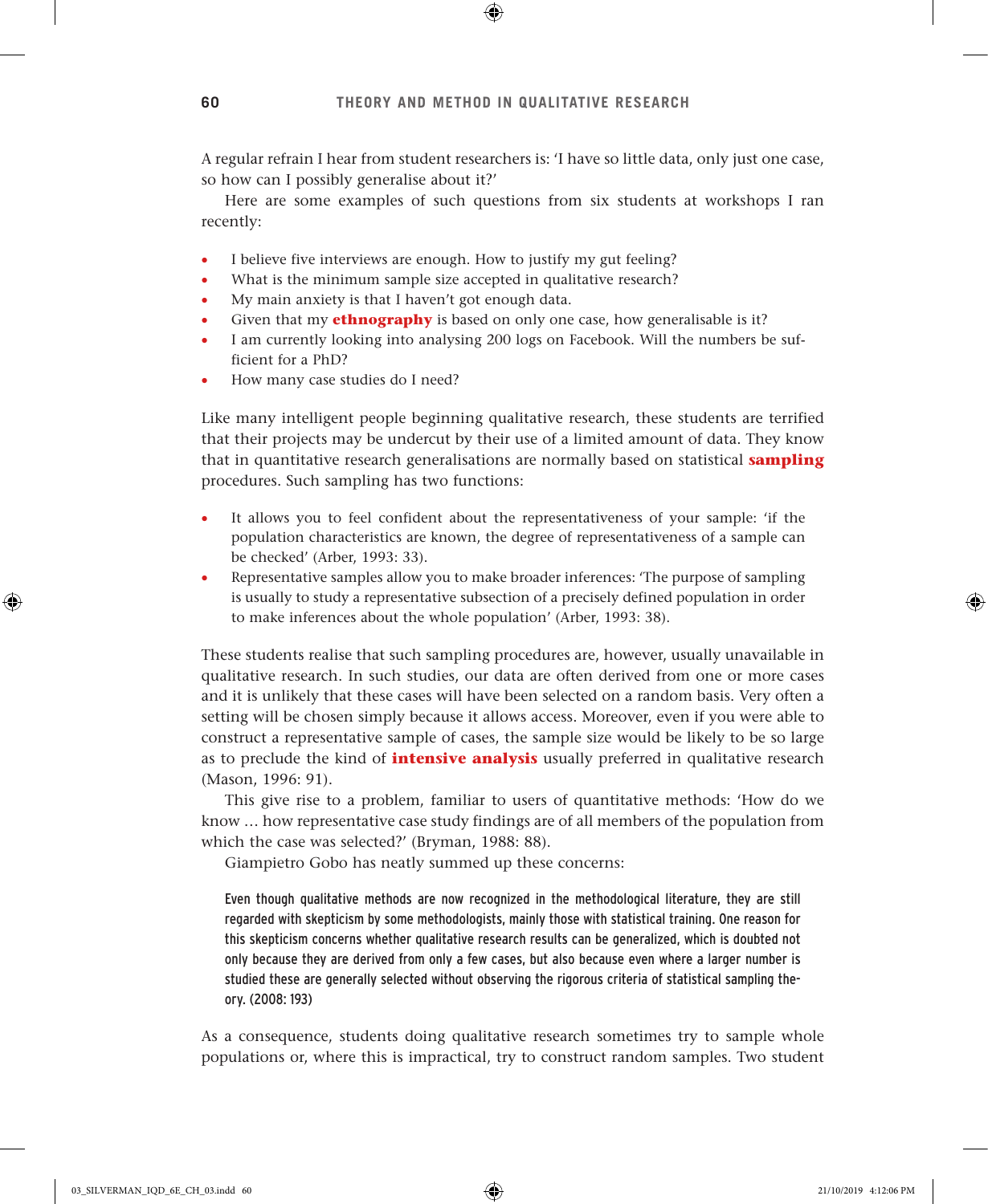A regular refrain I hear from student researchers is: 'I have so little data, only just one case, so how can I possibly generalise about it?'

Here are some examples of such questions from six students at workshops I ran recently:

- I believe five interviews are enough. How to justify my gut feeling?
- What is the minimum sample size accepted in qualitative research?
- My main anxiety is that I haven't got enough data.
- Given that my **ethnography** is based on only one case, how generalisable is it?
- I am currently looking into analysing 200 logs on Facebook. Will the numbers be sufficient for a PhD?
- How many case studies do I need?

Like many intelligent people beginning qualitative research, these students are terrified that their projects may be undercut by their use of a limited amount of data. They know that in quantitative research generalisations are normally based on statistical **sampling** procedures. Such sampling has two functions:

- It allows you to feel confident about the representativeness of your sample: 'if the population characteristics are known, the degree of representativeness of a sample can be checked' (Arber, 1993: 33).
- Representative samples allow you to make broader inferences: 'The purpose of sampling is usually to study a representative subsection of a precisely defined population in order to make inferences about the whole population' (Arber, 1993: 38).

These students realise that such sampling procedures are, however, usually unavailable in qualitative research. In such studies, our data are often derived from one or more cases and it is unlikely that these cases will have been selected on a random basis. Very often a setting will be chosen simply because it allows access. Moreover, even if you were able to construct a representative sample of cases, the sample size would be likely to be so large as to preclude the kind of **intensive analysis** usually preferred in qualitative research (Mason, 1996: 91).

This give rise to a problem, familiar to users of quantitative methods: 'How do we know … how representative case study findings are of all members of the population from which the case was selected?' (Bryman, 1988: 88).

Giampietro Gobo has neatly summed up these concerns:

> Even though qualitative methods are now recognized in the methodological literature, they are still regarded with skepticism by some methodologists, mainly those with statistical training. One reason for this skepticism concerns whether qualitative research results can be generalized, which is doubted not only because they are derived from only a few cases, but also because even where a larger number is studied these are generally selected without observing the rigorous criteria of statistical sampling theory. (2008: 193)

As a consequence, students doing qualitative research sometimes try to sample whole populations or, where this is impractical, try to construct random samples. Two student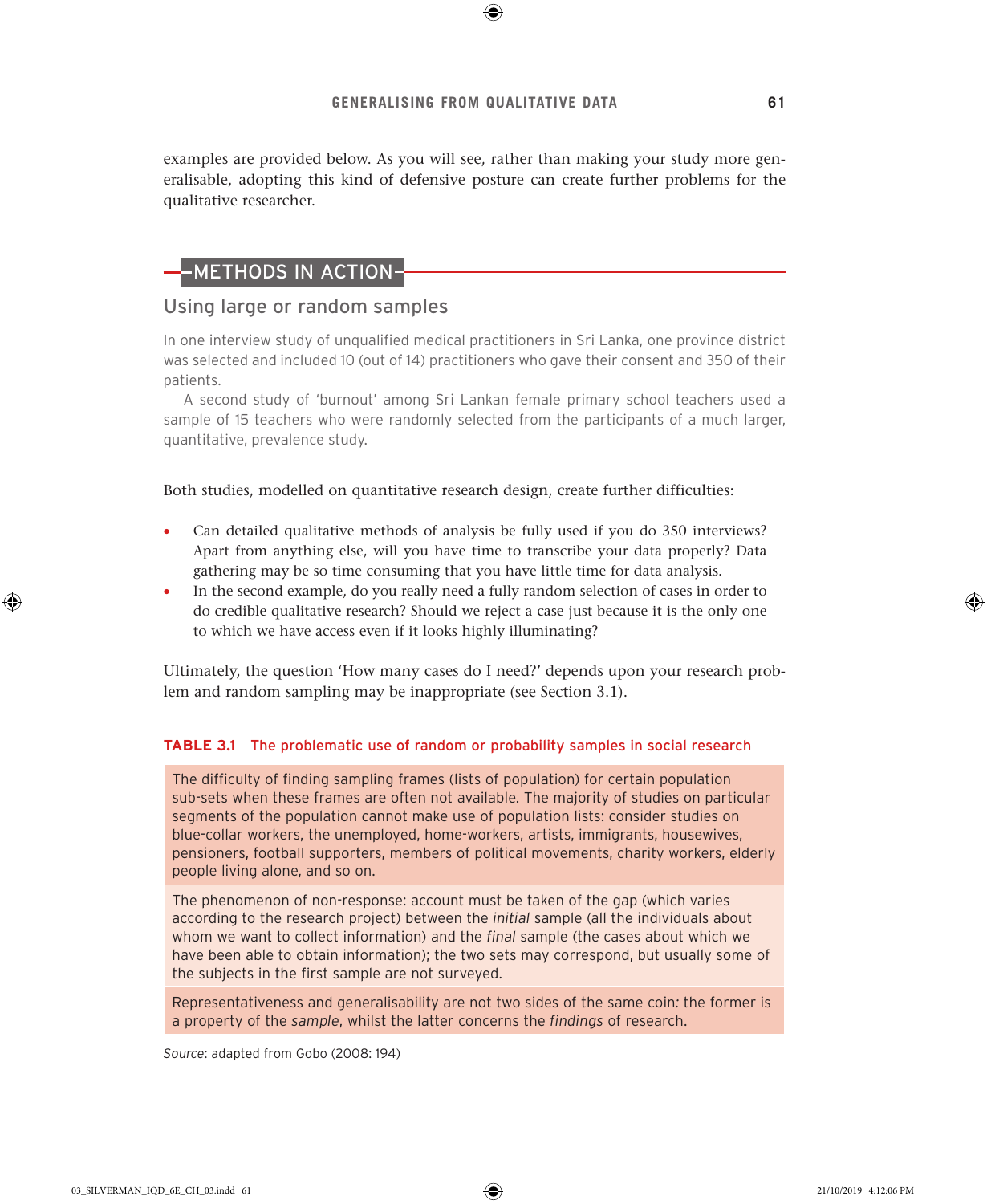examples are provided below. As you will see, rather than making your study more generalisable, adopting this kind of defensive posture can create further problems for the qualitative researcher.

## METHODS IN ACTION

### Using large or random samples

In one interview study of unqualified medical practitioners in Sri Lanka, one province district was selected and included 10 (out of 14) practitioners who gave their consent and 350 of their patients.

A second study of 'burnout' among Sri Lankan female primary school teachers used a sample of 15 teachers who were randomly selected from the participants of a much larger, quantitative, prevalence study.

Both studies, modelled on quantitative research design, create further difficulties:

- Can detailed qualitative methods of analysis be fully used if you do 350 interviews? Apart from anything else, will you have time to transcribe your data properly? Data gathering may be so time consuming that you have little time for data analysis.
- In the second example, do you really need a fully random selection of cases in order to do credible qualitative research? Should we reject a case just because it is the only one to which we have access even if it looks highly illuminating?

Ultimately, the question 'How many cases do I need?' depends upon your research problem and random sampling may be inappropriate (see Section 3.1).

**TABLE 3.1** The problematic use of random or probability samples in social research

| |
|---|
| The difficulty of finding sampling frames (lists of population) for certain population sub-sets when these frames are often not available. The majority of studies on particular segments of the population cannot make use of population lists: consider studies on blue-collar workers, the unemployed, home-workers, artists, immigrants, housewives, pensioners, football supporters, members of political movements, charity workers, elderly people living alone, and so on. |
| The phenomenon of non-response: account must be taken of the gap (which varies according to the research project) between the *initial* sample (all the individuals about whom we want to collect information) and the *final* sample (the cases about which we have been able to obtain information); the two sets may correspond, but usually some of the subjects in the first sample are not surveyed. |
| Representativeness and generalisability are not two sides of the same coin: the former is a property of the *sample*, whilst the latter concerns the *findings* of research. |

*Source*: adapted from Gobo (2008: 194)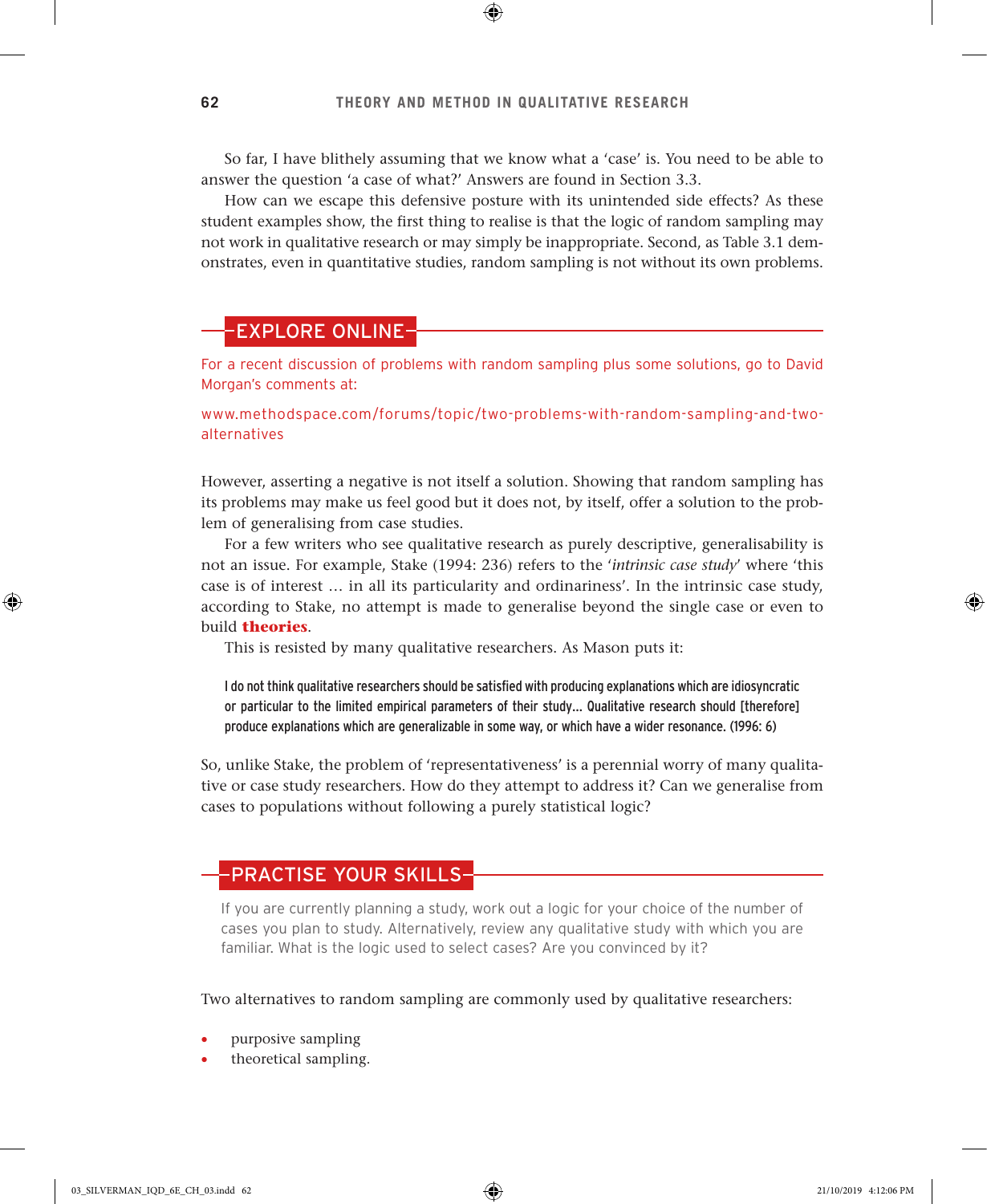So far, I have blithely assuming that we know what a 'case' is. You need to be able to answer the question 'a case of what?' Answers are found in Section 3.3.

How can we escape this defensive posture with its unintended side effects? As these student examples show, the first thing to realise is that the logic of random sampling may not work in qualitative research or may simply be inappropriate. Second, as Table 3.1 demonstrates, even in quantitative studies, random sampling is not without its own problems.

## EXPLORE ONLINE

For a recent discussion of problems with random sampling plus some solutions, go to David Morgan's comments at:

www.methodspace.com/forums/topic/two-problems-with-random-sampling-and-two-alternatives

However, asserting a negative is not itself a solution. Showing that random sampling has its problems may make us feel good but it does not, by itself, offer a solution to the problem of generalising from case studies.

For a few writers who see qualitative research as purely descriptive, generalisability is not an issue. For example, Stake (1994: 236) refers to the '*intrinsic case study*' where 'this case is of interest … in all its particularity and ordinariness'. In the intrinsic case study, according to Stake, no attempt is made to generalise beyond the single case or even to build **theories**.

This is resisted by many qualitative researchers. As Mason puts it:

> I do not think qualitative researchers should be satisfied with producing explanations which are idiosyncratic or particular to the limited empirical parameters of their study… Qualitative research should [therefore] produce explanations which are generalizable in some way, or which have a wider resonance. (1996: 6)

So, unlike Stake, the problem of 'representativeness' is a perennial worry of many qualitative or case study researchers. How do they attempt to address it? Can we generalise from cases to populations without following a purely statistical logic?

## PRACTISE YOUR SKILLS

If you are currently planning a study, work out a logic for your choice of the number of cases you plan to study. Alternatively, review any qualitative study with which you are familiar. What is the logic used to select cases? Are you convinced by it?

Two alternatives to random sampling are commonly used by qualitative researchers:

- purposive sampling
- theoretical sampling.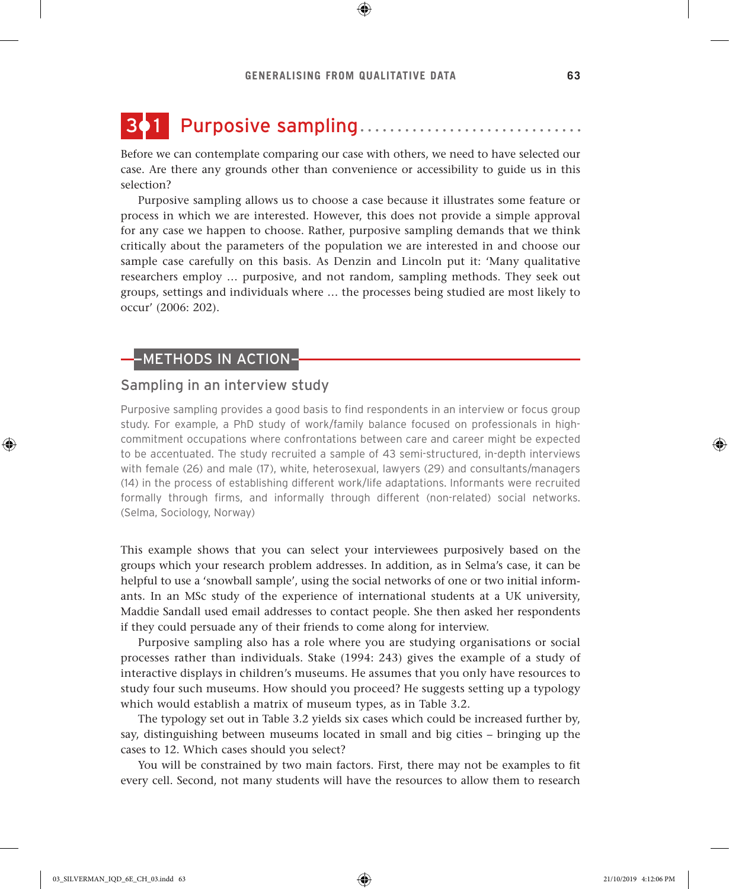## 3.1 Purposive sampling

Before we can contemplate comparing our case with others, we need to have selected our case. Are there any grounds other than convenience or accessibility to guide us in this selection?

Purposive sampling allows us to choose a case because it illustrates some feature or process in which we are interested. However, this does not provide a simple approval for any case we happen to choose. Rather, purposive sampling demands that we think critically about the parameters of the population we are interested in and choose our sample case carefully on this basis. As Denzin and Lincoln put it: 'Many qualitative researchers employ … purposive, and not random, sampling methods. They seek out groups, settings and individuals where … the processes being studied are most likely to occur' (2006: 202).

### METHODS IN ACTION

#### Sampling in an interview study

Purposive sampling provides a good basis to find respondents in an interview or focus group study. For example, a PhD study of work/family balance focused on professionals in high-commitment occupations where confrontations between care and career might be expected to be accentuated. The study recruited a sample of 43 semi-structured, in-depth interviews with female (26) and male (17), white, heterosexual, lawyers (29) and consultants/managers (14) in the process of establishing different work/life adaptations. Informants were recruited formally through firms, and informally through different (non-related) social networks. (Selma, Sociology, Norway)

This example shows that you can select your interviewees purposively based on the groups which your research problem addresses. In addition, as in Selma's case, it can be helpful to use a 'snowball sample', using the social networks of one or two initial informants. In an MSc study of the experience of international students at a UK university, Maddie Sandall used email addresses to contact people. She then asked her respondents if they could persuade any of their friends to come along for interview.

Purposive sampling also has a role where you are studying organisations or social processes rather than individuals. Stake (1994: 243) gives the example of a study of interactive displays in children's museums. He assumes that you only have resources to study four such museums. How should you proceed? He suggests setting up a typology which would establish a matrix of museum types, as in Table 3.2.

The typology set out in Table 3.2 yields six cases which could be increased further by, say, distinguishing between museums located in small and big cities – bringing up the cases to 12. Which cases should you select?

You will be constrained by two main factors. First, there may not be examples to fit every cell. Second, not many students will have the resources to allow them to research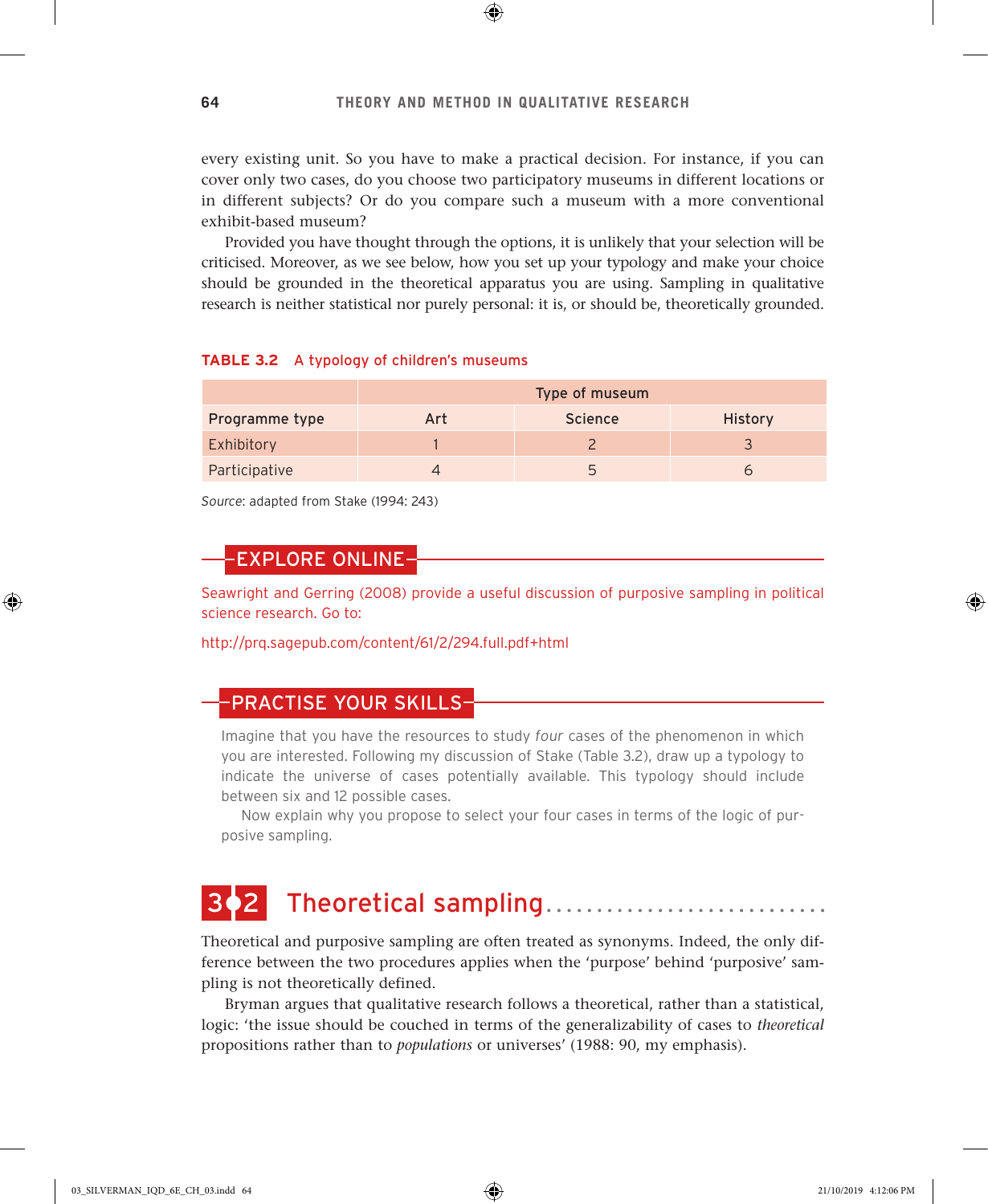every existing unit. So you have to make a practical decision. For instance, if you can cover only two cases, do you choose two participatory museums in different locations or in different subjects? Or do you compare such a museum with a more conventional exhibit-based museum?

Provided you have thought through the options, it is unlikely that your selection will be criticised. Moreover, as we see below, how you set up your typology and make your choice should be grounded in the theoretical apparatus you are using. Sampling in qualitative research is neither statistical nor purely personal: it is, or should be, theoretically grounded.

**TABLE 3.2** A typology of children's museums

| | Type of museum | | |
|---|---|---|---|
| Programme type | Art | Science | History |
| Exhibitory | 1 | 2 | 3 |
| Participative | 4 | 5 | 6 |

*Source*: adapted from Stake (1994: 243)

## EXPLORE ONLINE

Seawright and Gerring (2008) provide a useful discussion of purposive sampling in political science research. Go to:

http://prq.sagepub.com/content/61/2/294.full.pdf+html

## PRACTISE YOUR SKILLS

Imagine that you have the resources to study *four* cases of the phenomenon in which you are interested. Following my discussion of Stake (Table 3.2), draw up a typology to indicate the universe of cases potentially available. This typology should include between six and 12 possible cases.

Now explain why you propose to select your four cases in terms of the logic of purposive sampling.

## 3.2 Theoretical sampling

Theoretical and purposive sampling are often treated as synonyms. Indeed, the only difference between the two procedures applies when the 'purpose' behind 'purposive' sampling is not theoretically defined.

Bryman argues that qualitative research follows a theoretical, rather than a statistical, logic: 'the issue should be couched in terms of the generalizability of cases to *theoretical* propositions rather than to *populations* or universes' (1988: 90, my emphasis).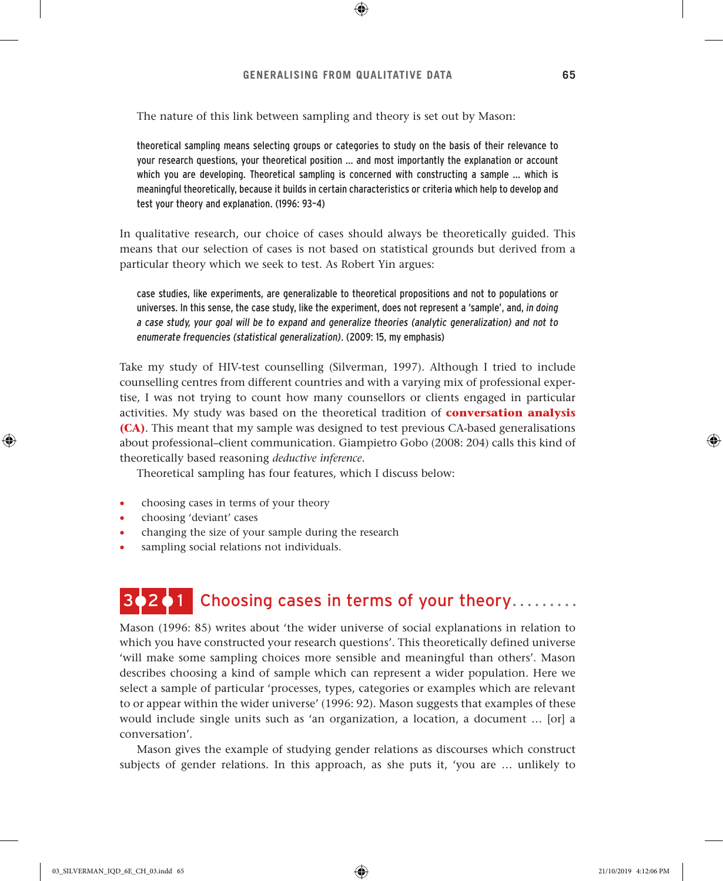The nature of this link between sampling and theory is set out by Mason:

> theoretical sampling means selecting groups or categories to study on the basis of their relevance to your research questions, your theoretical position … and most importantly the explanation or account which you are developing. Theoretical sampling is concerned with constructing a sample … which is meaningful theoretically, because it builds in certain characteristics or criteria which help to develop and test your theory and explanation. (1996: 93–4)

In qualitative research, our choice of cases should always be theoretically guided. This means that our selection of cases is not based on statistical grounds but derived from a particular theory which we seek to test. As Robert Yin argues:

> case studies, like experiments, are generalizable to theoretical propositions and not to populations or universes. In this sense, the case study, like the experiment, does not represent a 'sample', and, *in doing a case study, your goal will be to expand and generalize theories (analytic generalization) and not to enumerate frequencies (statistical generalization)*. (2009: 15, my emphasis)

Take my study of HIV-test counselling (Silverman, 1997). Although I tried to include counselling centres from different countries and with a varying mix of professional expertise, I was not trying to count how many counsellors or clients engaged in particular activities. My study was based on the theoretical tradition of **conversation analysis (CA)**. This meant that my sample was designed to test previous CA-based generalisations about professional–client communication. Giampietro Gobo (2008: 204) calls this kind of theoretically based reasoning *deductive inference*.

Theoretical sampling has four features, which I discuss below:

- choosing cases in terms of your theory
- choosing 'deviant' cases
- changing the size of your sample during the research
- sampling social relations not individuals.

## 3.2.1 Choosing cases in terms of your theory

Mason (1996: 85) writes about 'the wider universe of social explanations in relation to which you have constructed your research questions'. This theoretically defined universe 'will make some sampling choices more sensible and meaningful than others'. Mason describes choosing a kind of sample which can represent a wider population. Here we select a sample of particular 'processes, types, categories or examples which are relevant to or appear within the wider universe' (1996: 92). Mason suggests that examples of these would include single units such as 'an organization, a location, a document … [or] a conversation'.

Mason gives the example of studying gender relations as discourses which construct subjects of gender relations. In this approach, as she puts it, 'you are … unlikely to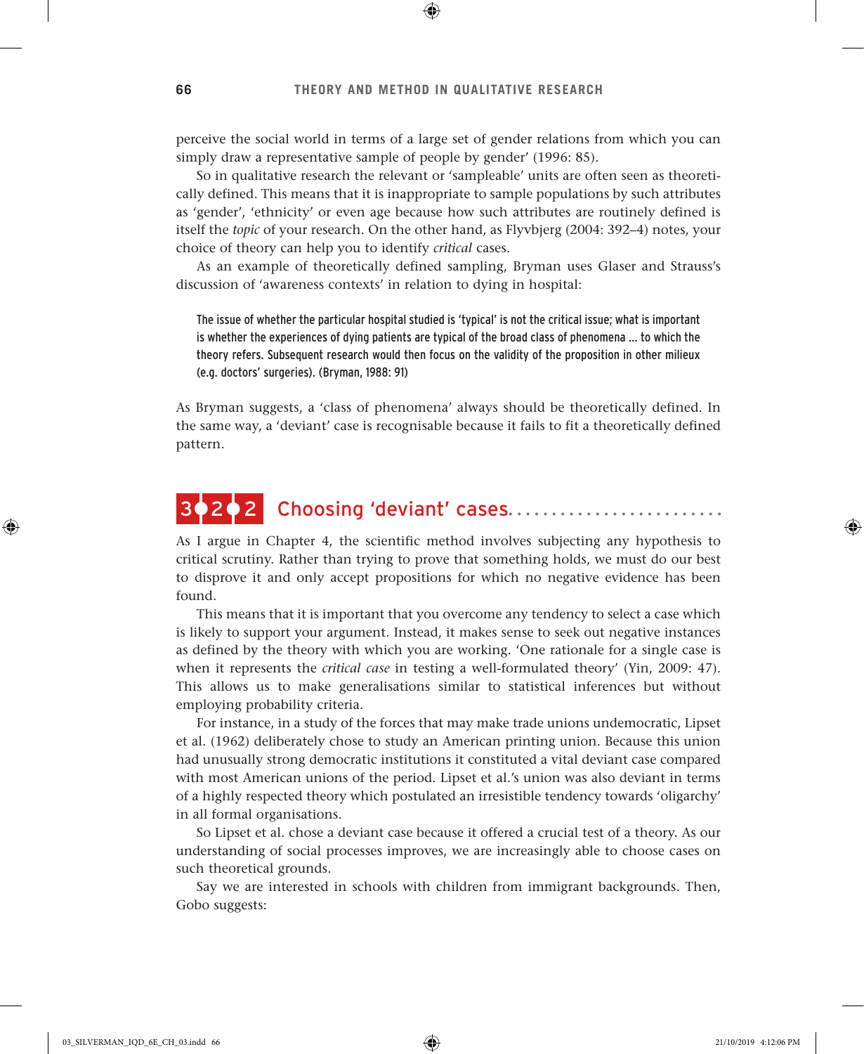perceive the social world in terms of a large set of gender relations from which you can simply draw a representative sample of people by gender' (1996: 85).

So in qualitative research the relevant or 'sampleable' units are often seen as theoretically defined. This means that it is inappropriate to sample populations by such attributes as 'gender', 'ethnicity' or even age because how such attributes are routinely defined is itself the *topic* of your research. On the other hand, as Flyvbjerg (2004: 392–4) notes, your choice of theory can help you to identify *critical* cases.

As an example of theoretically defined sampling, Bryman uses Glaser and Strauss's discussion of 'awareness contexts' in relation to dying in hospital:

> The issue of whether the particular hospital studied is 'typical' is not the critical issue; what is important is whether the experiences of dying patients are typical of the broad class of phenomena ... to which the theory refers. Subsequent research would then focus on the validity of the proposition in other milieux (e.g. doctors' surgeries). (Bryman, 1988: 91)

As Bryman suggests, a 'class of phenomena' always should be theoretically defined. In the same way, a 'deviant' case is recognisable because it fails to fit a theoretically defined pattern.

## 3.2.2 Choosing 'deviant' cases

As I argue in Chapter 4, the scientific method involves subjecting any hypothesis to critical scrutiny. Rather than trying to prove that something holds, we must do our best to disprove it and only accept propositions for which no negative evidence has been found.

This means that it is important that you overcome any tendency to select a case which is likely to support your argument. Instead, it makes sense to seek out negative instances as defined by the theory with which you are working. 'One rationale for a single case is when it represents the *critical case* in testing a well-formulated theory' (Yin, 2009: 47). This allows us to make generalisations similar to statistical inferences but without employing probability criteria.

For instance, in a study of the forces that may make trade unions undemocratic, Lipset et al. (1962) deliberately chose to study an American printing union. Because this union had unusually strong democratic institutions it constituted a vital deviant case compared with most American unions of the period. Lipset et al.'s union was also deviant in terms of a highly respected theory which postulated an irresistible tendency towards 'oligarchy' in all formal organisations.

So Lipset et al. chose a deviant case because it offered a crucial test of a theory. As our understanding of social processes improves, we are increasingly able to choose cases on such theoretical grounds.

Say we are interested in schools with children from immigrant backgrounds. Then, Gobo suggests: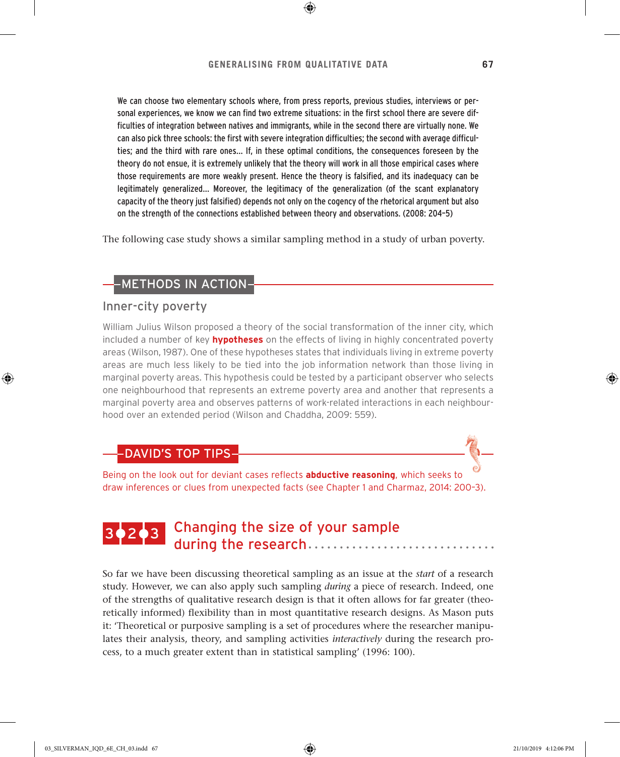> We can choose two elementary schools where, from press reports, previous studies, interviews or personal experiences, we know we can find two extreme situations: in the first school there are severe difficulties of integration between natives and immigrants, while in the second there are virtually none. We can also pick three schools: the first with severe integration difficulties; the second with average difficulties; and the third with rare ones... If, in these optimal conditions, the consequences foreseen by the theory do not ensue, it is extremely unlikely that the theory will work in all those empirical cases where those requirements are more weakly present. Hence the theory is falsified, and its inadequacy can be legitimately generalized... Moreover, the legitimacy of the generalization (of the scant explanatory capacity of the theory just falsified) depends not only on the cogency of the rhetorical argument but also on the strength of the connections established between theory and observations. (2008: 204–5)

The following case study shows a similar sampling method in a study of urban poverty.

## METHODS IN ACTION

### Inner-city poverty

William Julius Wilson proposed a theory of the social transformation of the inner city, which included a number of key **hypotheses** on the effects of living in highly concentrated poverty areas (Wilson, 1987). One of these hypotheses states that individuals living in extreme poverty areas are much less likely to be tied into the job information network than those living in marginal poverty areas. This hypothesis could be tested by a participant observer who selects one neighbourhood that represents an extreme poverty area and another that represents a marginal poverty area and observes patterns of work-related interactions in each neighbourhood over an extended period (Wilson and Chaddha, 2009: 559).

## DAVID'S TOP TIPS

Being on the look out for deviant cases reflects **abductive reasoning**, which seeks to draw inferences or clues from unexpected facts (see Chapter 1 and Charmaz, 2014: 200–3).

## 3.2.3 Changing the size of your sample during the research

So far we have been discussing theoretical sampling as an issue at the *start* of a research study. However, we can also apply such sampling *during* a piece of research. Indeed, one of the strengths of qualitative research design is that it often allows for far greater (theoretically informed) flexibility than in most quantitative research designs. As Mason puts it: 'Theoretical or purposive sampling is a set of procedures where the researcher manipulates their analysis, theory, and sampling activities *interactively* during the research process, to a much greater extent than in statistical sampling' (1996: 100).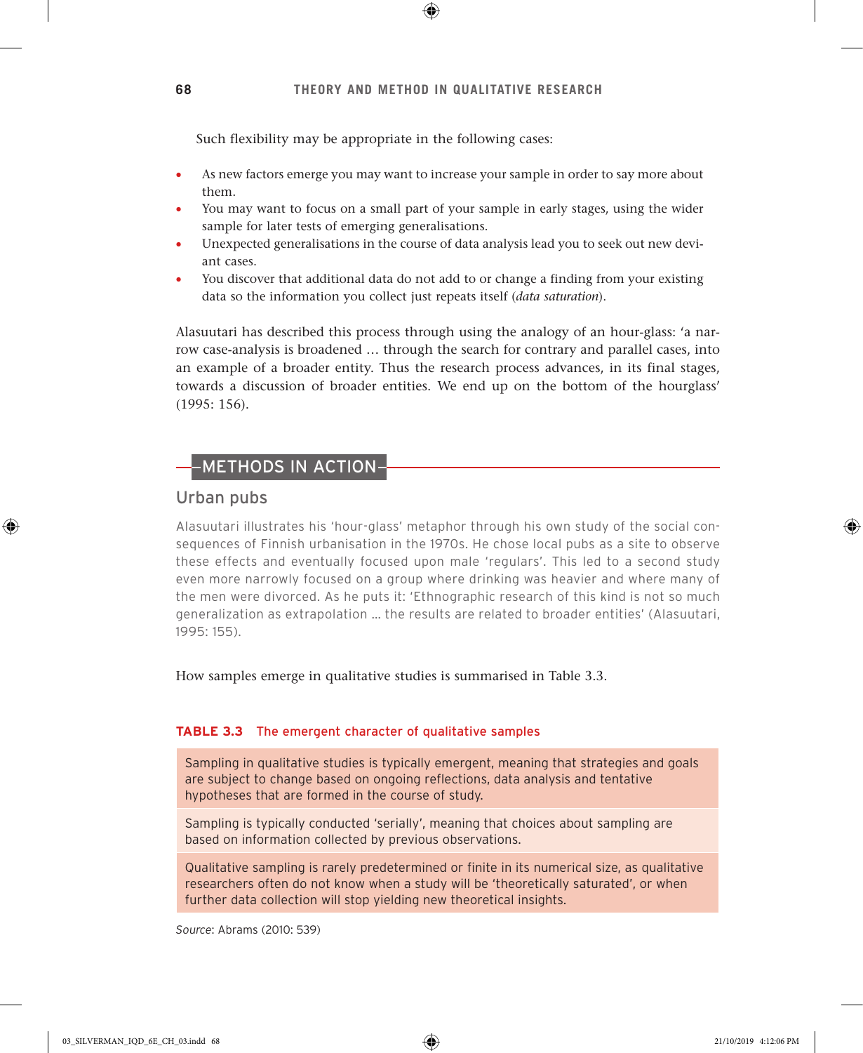Such flexibility may be appropriate in the following cases:

- As new factors emerge you may want to increase your sample in order to say more about them.
- You may want to focus on a small part of your sample in early stages, using the wider sample for later tests of emerging generalisations.
- Unexpected generalisations in the course of data analysis lead you to seek out new deviant cases.
- You discover that additional data do not add to or change a finding from your existing data so the information you collect just repeats itself (*data saturation*).

Alasuutari has described this process through using the analogy of an hour-glass: 'a narrow case-analysis is broadened … through the search for contrary and parallel cases, into an example of a broader entity. Thus the research process advances, in its final stages, towards a discussion of broader entities. We end up on the bottom of the hourglass' (1995: 156).

## METHODS IN ACTION

### Urban pubs

Alasuutari illustrates his 'hour-glass' metaphor through his own study of the social consequences of Finnish urbanisation in the 1970s. He chose local pubs as a site to observe these effects and eventually focused upon male 'regulars'. This led to a second study even more narrowly focused on a group where drinking was heavier and where many of the men were divorced. As he puts it: 'Ethnographic research of this kind is not so much generalization as extrapolation … the results are related to broader entities' (Alasuutari, 1995: 155).

How samples emerge in qualitative studies is summarised in Table 3.3.

**TABLE 3.3** The emergent character of qualitative samples

| |
|---|
| Sampling in qualitative studies is typically emergent, meaning that strategies and goals are subject to change based on ongoing reflections, data analysis and tentative hypotheses that are formed in the course of study. |
| Sampling is typically conducted 'serially', meaning that choices about sampling are based on information collected by previous observations. |
| Qualitative sampling is rarely predetermined or finite in its numerical size, as qualitative researchers often do not know when a study will be 'theoretically saturated', or when further data collection will stop yielding new theoretical insights. |

*Source*: Abrams (2010: 539)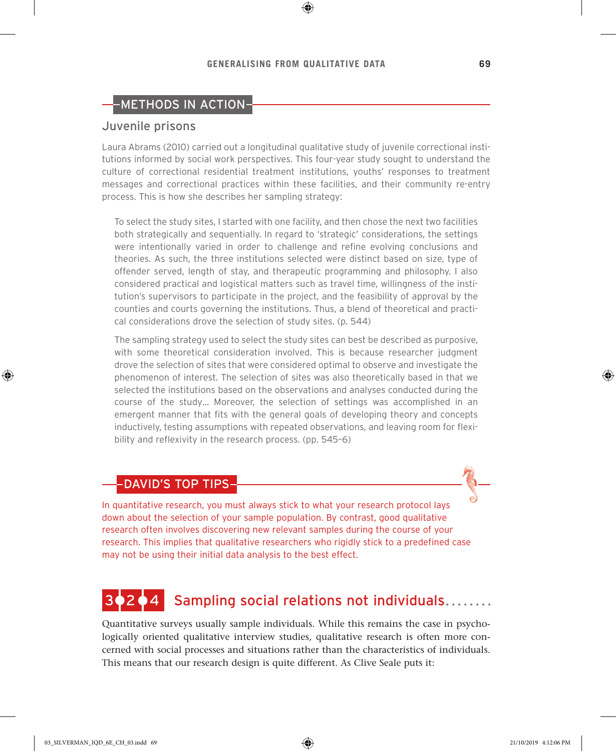## METHODS IN ACTION

### Juvenile prisons

Laura Abrams (2010) carried out a longitudinal qualitative study of juvenile correctional institutions informed by social work perspectives. This four-year study sought to understand the culture of correctional residential treatment institutions, youths' responses to treatment messages and correctional practices within these facilities, and their community re-entry process. This is how she describes her sampling strategy:

> To select the study sites, I started with one facility, and then chose the next two facilities both strategically and sequentially. In regard to 'strategic' considerations, the settings were intentionally varied in order to challenge and refine evolving conclusions and theories. As such, the three institutions selected were distinct based on size, type of offender served, length of stay, and therapeutic programming and philosophy. I also considered practical and logistical matters such as travel time, willingness of the institution's supervisors to participate in the project, and the feasibility of approval by the counties and courts governing the institutions. Thus, a blend of theoretical and practical considerations drove the selection of study sites. (p. 544)
>
> The sampling strategy used to select the study sites can best be described as purposive, with some theoretical consideration involved. This is because researcher judgment drove the selection of sites that were considered optimal to observe and investigate the phenomenon of interest. The selection of sites was also theoretically based in that we selected the institutions based on the observations and analyses conducted during the course of the study... Moreover, the selection of settings was accomplished in an emergent manner that fits with the general goals of developing theory and concepts inductively, testing assumptions with repeated observations, and leaving room for flexibility and reflexivity in the research process. (pp. 545–6)

## DAVID'S TOP TIPS

In quantitative research, you must always stick to what your research protocol lays down about the selection of your sample population. By contrast, good qualitative research often involves discovering new relevant samples during the course of your research. This implies that qualitative researchers who rigidly stick to a predefined case may not be using their initial data analysis to the best effect.

## 3.2.4 Sampling social relations not individuals

Quantitative surveys usually sample individuals. While this remains the case in psychologically oriented qualitative interview studies, qualitative research is often more concerned with social processes and situations rather than the characteristics of individuals. This means that our research design is quite different. As Clive Seale puts it: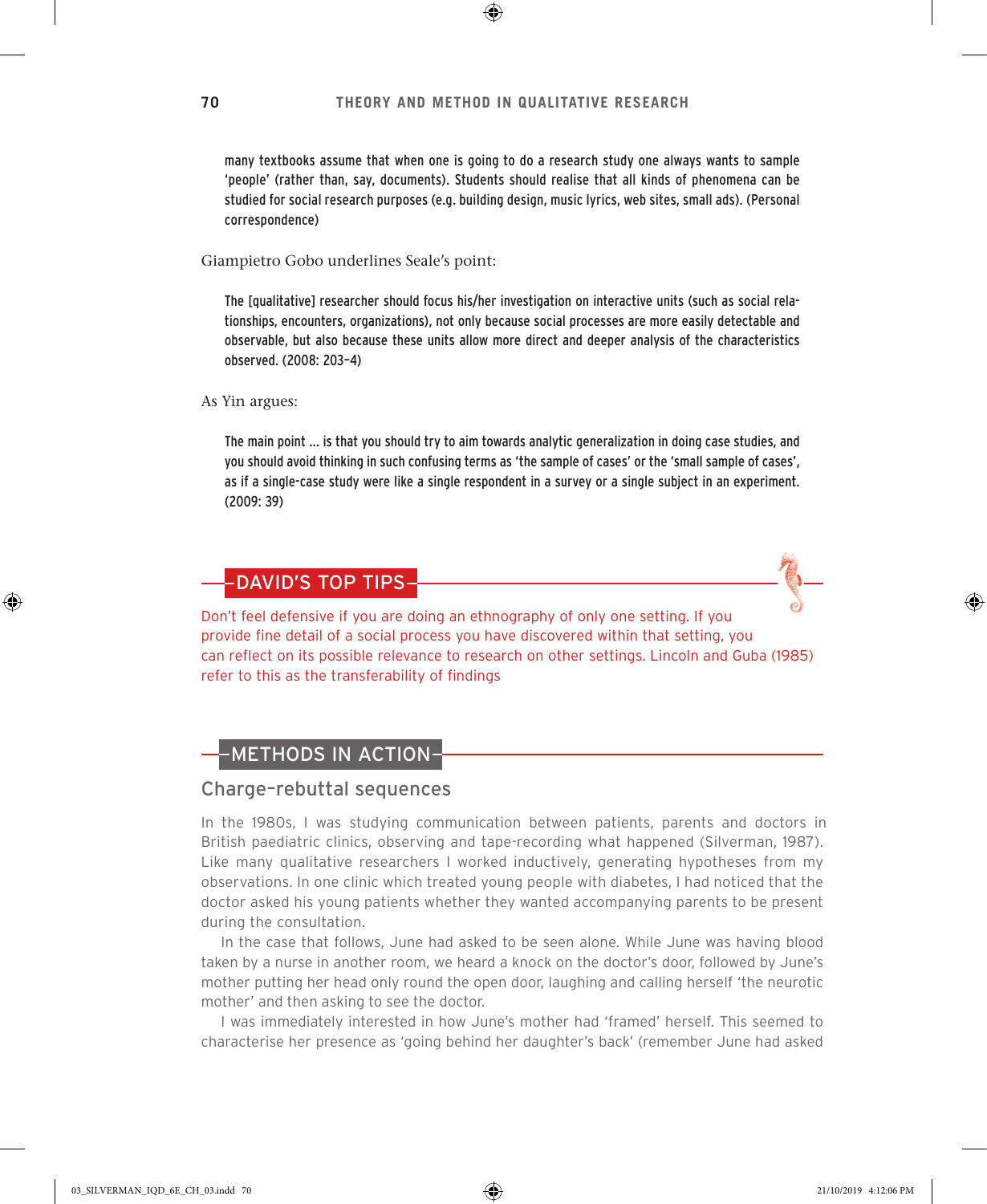> many textbooks assume that when one is going to do a research study one always wants to sample 'people' (rather than, say, documents). Students should realise that all kinds of phenomena can be studied for social research purposes (e.g. building design, music lyrics, web sites, small ads). (Personal correspondence)

Giampietro Gobo underlines Seale's point:

> The [qualitative] researcher should focus his/her investigation on interactive units (such as social relationships, encounters, organizations), not only because social processes are more easily detectable and observable, but also because these units allow more direct and deeper analysis of the characteristics observed. (2008: 203–4)

As Yin argues:

> The main point ... is that you should try to aim towards analytic generalization in doing case studies, and you should avoid thinking in such confusing terms as 'the sample of cases' or the 'small sample of cases', as if a single-case study were like a single respondent in a survey or a single subject in an experiment. (2009: 39)

## DAVID'S TOP TIPS

Don't feel defensive if you are doing an ethnography of only one setting. If you provide fine detail of a social process you have discovered within that setting, you can reflect on its possible relevance to research on other settings. Lincoln and Guba (1985) refer to this as the transferability of findings

## METHODS IN ACTION

### Charge-rebuttal sequences

In the 1980s, I was studying communication between patients, parents and doctors in British paediatric clinics, observing and tape-recording what happened (Silverman, 1987). Like many qualitative researchers I worked inductively, generating hypotheses from my observations. In one clinic which treated young people with diabetes, I had noticed that the doctor asked his young patients whether they wanted accompanying parents to be present during the consultation.

In the case that follows, June had asked to be seen alone. While June was having blood taken by a nurse in another room, we heard a knock on the doctor's door, followed by June's mother putting her head only round the open door, laughing and calling herself 'the neurotic mother' and then asking to see the doctor.

I was immediately interested in how June's mother had 'framed' herself. This seemed to characterise her presence as 'going behind her daughter's back' (remember June had asked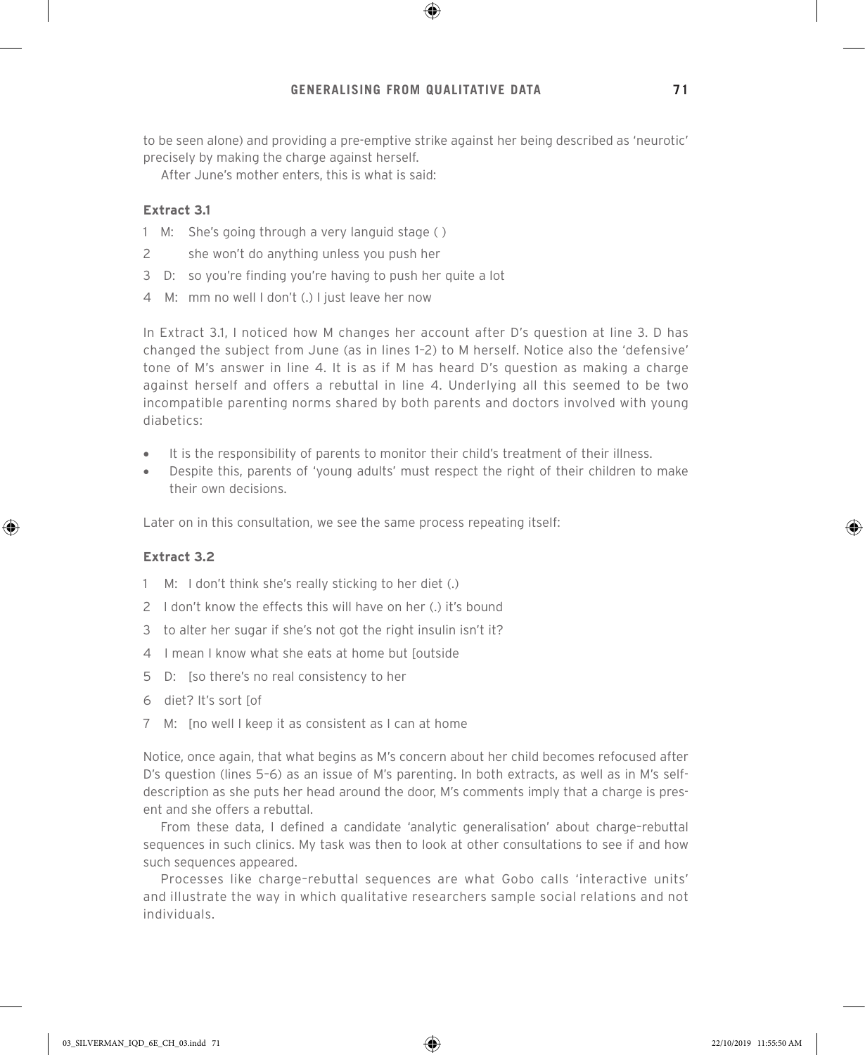to be seen alone) and providing a pre-emptive strike against her being described as 'neurotic' precisely by making the charge against herself.

After June's mother enters, this is what is said:

#### Extract 3.1

1 M: She's going through a very languid stage ( )
2 she won't do anything unless you push her
3 D: so you're finding you're having to push her quite a lot
4 M: mm no well I don't (.) I just leave her now

In Extract 3.1, I noticed how M changes her account after D's question at line 3. D has changed the subject from June (as in lines 1–2) to M herself. Notice also the 'defensive' tone of M's answer in line 4. It is as if M has heard D's question as making a charge against herself and offers a rebuttal in line 4. Underlying all this seemed to be two incompatible parenting norms shared by both parents and doctors involved with young diabetics:

- It is the responsibility of parents to monitor their child's treatment of their illness.
- Despite this, parents of 'young adults' must respect the right of their children to make their own decisions.

Later on in this consultation, we see the same process repeating itself:

#### Extract 3.2

1 M: I don't think she's really sticking to her diet (.)
2 I don't know the effects this will have on her (.) it's bound
3 to alter her sugar if she's not got the right insulin isn't it?
4 I mean I know what she eats at home but [outside
5 D: [so there's no real consistency to her
6 diet? It's sort [of
7 M: [no well I keep it as consistent as I can at home

Notice, once again, that what begins as M's concern about her child becomes refocused after D's question (lines 5–6) as an issue of M's parenting. In both extracts, as well as in M's self-description as she puts her head around the door, M's comments imply that a charge is present and she offers a rebuttal.

From these data, I defined a candidate 'analytic generalisation' about charge–rebuttal sequences in such clinics. My task was then to look at other consultations to see if and how such sequences appeared.

Processes like charge–rebuttal sequences are what Gobo calls 'interactive units' and illustrate the way in which qualitative researchers sample social relations and not individuals.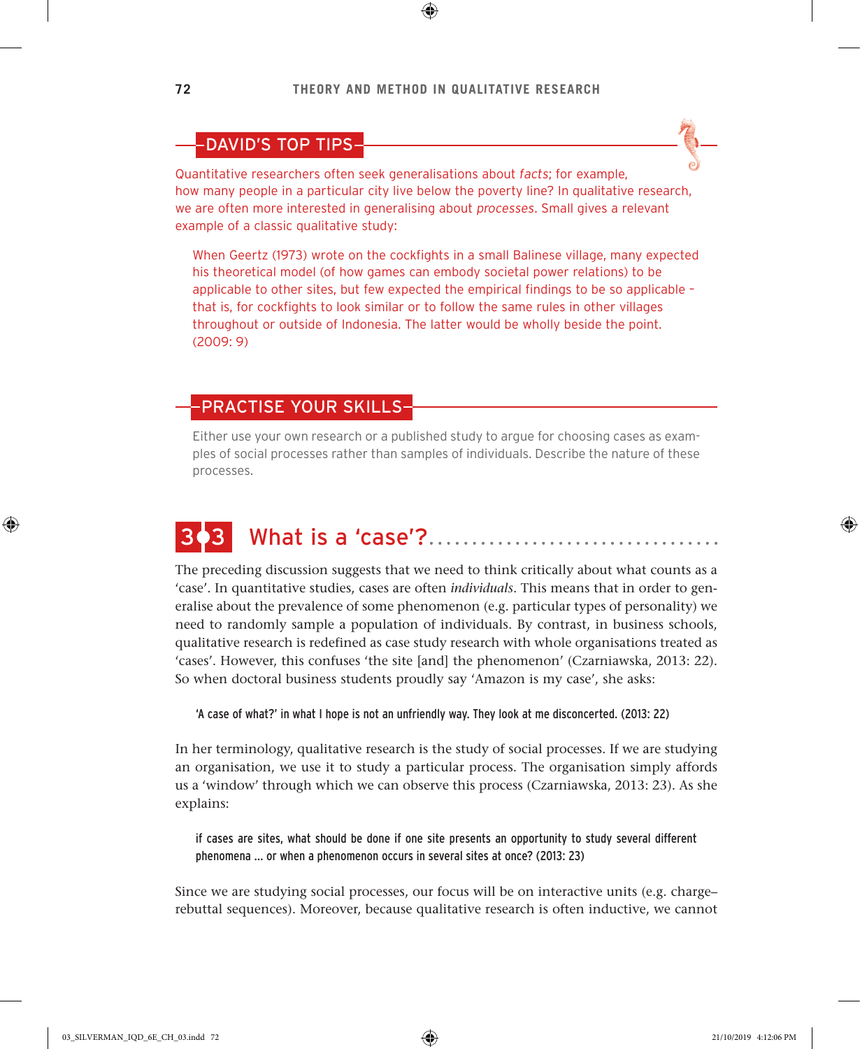## DAVID'S TOP TIPS

Quantitative researchers often seek generalisations about *facts*; for example, how many people in a particular city live below the poverty line? In qualitative research, we are often more interested in generalising about *processes*. Small gives a relevant example of a classic qualitative study:

> When Geertz (1973) wrote on the cockfights in a small Balinese village, many expected his theoretical model (of how games can embody societal power relations) to be applicable to other sites, but few expected the empirical findings to be so applicable – that is, for cockfights to look similar or to follow the same rules in other villages throughout or outside of Indonesia. The latter would be wholly beside the point. (2009: 9)

## PRACTISE YOUR SKILLS

Either use your own research or a published study to argue for choosing cases as examples of social processes rather than samples of individuals. Describe the nature of these processes.

## 3.3 What is a 'case'?

The preceding discussion suggests that we need to think critically about what counts as a 'case'. In quantitative studies, cases are often *individuals*. This means that in order to generalise about the prevalence of some phenomenon (e.g. particular types of personality) we need to randomly sample a population of individuals. By contrast, in business schools, qualitative research is redefined as case study research with whole organisations treated as 'cases'. However, this confuses 'the site [and] the phenomenon' (Czarniawska, 2013: 22). So when doctoral business students proudly say 'Amazon is my case', she asks:

> 'A case of what?' in what I hope is not an unfriendly way. They look at me disconcerted. (2013: 22)

In her terminology, qualitative research is the study of social processes. If we are studying an organisation, we use it to study a particular process. The organisation simply affords us a 'window' through which we can observe this process (Czarniawska, 2013: 23). As she explains:

> if cases are sites, what should be done if one site presents an opportunity to study several different phenomena ... or when a phenomenon occurs in several sites at once? (2013: 23)

Since we are studying social processes, our focus will be on interactive units (e.g. charge–rebuttal sequences). Moreover, because qualitative research is often inductive, we cannot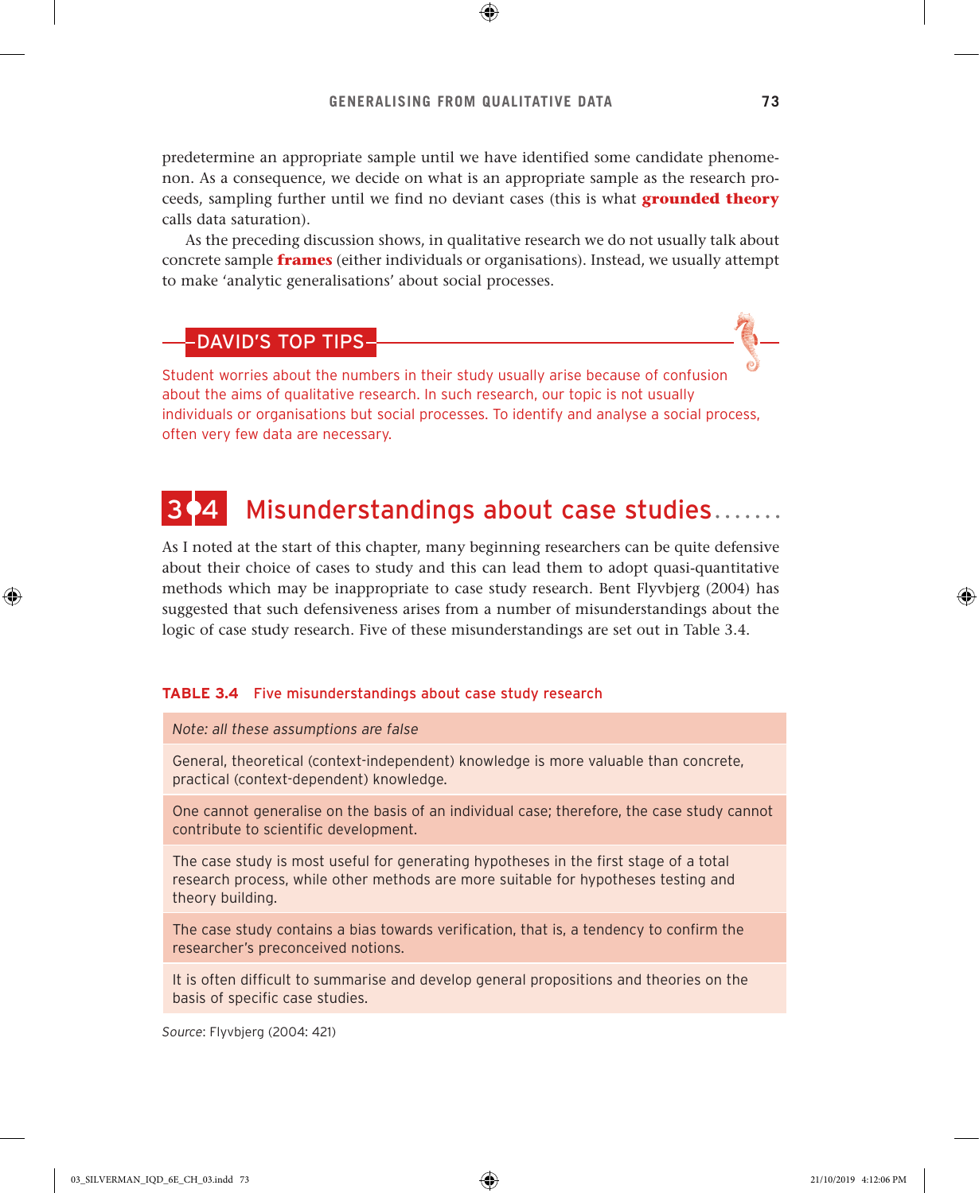predetermine an appropriate sample until we have identified some candidate phenomenon. As a consequence, we decide on what is an appropriate sample as the research proceeds, sampling further until we find no deviant cases (this is what **grounded theory** calls data saturation).

As the preceding discussion shows, in qualitative research we do not usually talk about concrete sample **frames** (either individuals or organisations). Instead, we usually attempt to make 'analytic generalisations' about social processes.

**DAVID'S TOP TIPS**

Student worries about the numbers in their study usually arise because of confusion about the aims of qualitative research. In such research, our topic is not usually individuals or organisations but social processes. To identify and analyse a social process, often very few data are necessary.

## 3.4 Misunderstandings about case studies

As I noted at the start of this chapter, many beginning researchers can be quite defensive about their choice of cases to study and this can lead them to adopt quasi-quantitative methods which may be inappropriate to case study research. Bent Flyvbjerg (2004) has suggested that such defensiveness arises from a number of misunderstandings about the logic of case study research. Five of these misunderstandings are set out in Table 3.4.

**TABLE 3.4** Five misunderstandings about case study research

| *Note: all these assumptions are false* |
|---|
| General, theoretical (context-independent) knowledge is more valuable than concrete, practical (context-dependent) knowledge. |
| One cannot generalise on the basis of an individual case; therefore, the case study cannot contribute to scientific development. |
| The case study is most useful for generating hypotheses in the first stage of a total research process, while other methods are more suitable for hypotheses testing and theory building. |
| The case study contains a bias towards verification, that is, a tendency to confirm the researcher's preconceived notions. |
| It is often difficult to summarise and develop general propositions and theories on the basis of specific case studies. |

*Source*: Flyvbjerg (2004: 421)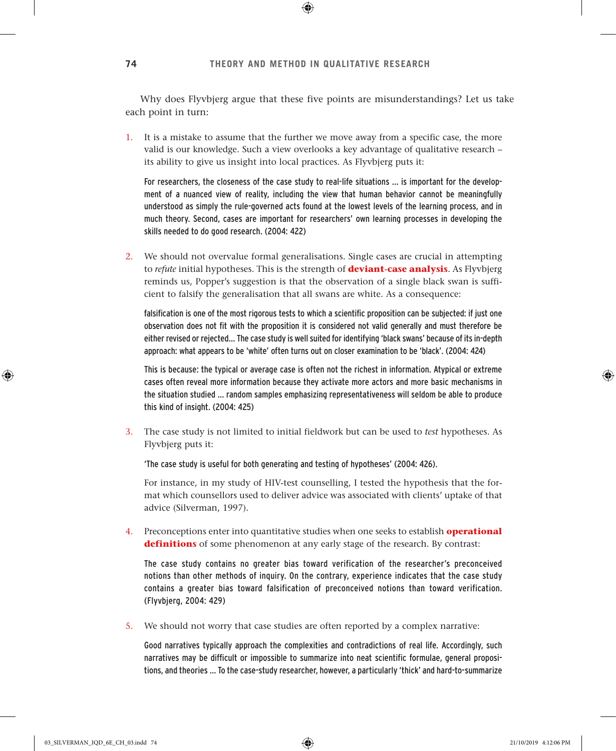Why does Flyvbjerg argue that these five points are misunderstandings? Let us take each point in turn:

1. It is a mistake to assume that the further we move away from a specific case, the more valid is our knowledge. Such a view overlooks a key advantage of qualitative research – its ability to give us insight into local practices. As Flyvbjerg puts it:

   > For researchers, the closeness of the case study to real-life situations … is important for the development of a nuanced view of reality, including the view that human behavior cannot be meaningfully understood as simply the rule-governed acts found at the lowest levels of the learning process, and in much theory. Second, cases are important for researchers' own learning processes in developing the skills needed to do good research. (2004: 422)

2. We should not overvalue formal generalisations. Single cases are crucial in attempting to *refute* initial hypotheses. This is the strength of **deviant-case analysis**. As Flyvbjerg reminds us, Popper's suggestion is that the observation of a single black swan is sufficient to falsify the generalisation that all swans are white. As a consequence:

   > falsification is one of the most rigorous tests to which a scientific proposition can be subjected: if just one observation does not fit with the proposition it is considered not valid generally and must therefore be either revised or rejected… The case study is well suited for identifying 'black swans' because of its in-depth approach: what appears to be 'white' often turns out on closer examination to be 'black'. (2004: 424)

   > This is because: the typical or average case is often not the richest in information. Atypical or extreme cases often reveal more information because they activate more actors and more basic mechanisms in the situation studied … random samples emphasizing representativeness will seldom be able to produce this kind of insight. (2004: 425)

3. The case study is not limited to initial fieldwork but can be used to *test* hypotheses. As Flyvbjerg puts it:

   > 'The case study is useful for both generating and testing of hypotheses' (2004: 426).

   For instance, in my study of HIV-test counselling, I tested the hypothesis that the format which counsellors used to deliver advice was associated with clients' uptake of that advice (Silverman, 1997).

4. Preconceptions enter into quantitative studies when one seeks to establish **operational definitions** of some phenomenon at any early stage of the research. By contrast:

   > The case study contains no greater bias toward verification of the researcher's preconceived notions than other methods of inquiry. On the contrary, experience indicates that the case study contains a greater bias toward falsification of preconceived notions than toward verification. (Flyvbjerg, 2004: 429)

5. We should not worry that case studies are often reported by a complex narrative:

   > Good narratives typically approach the complexities and contradictions of real life. Accordingly, such narratives may be difficult or impossible to summarize into neat scientific formulae, general propositions, and theories … To the case-study researcher, however, a particularly 'thick' and hard-to-summarize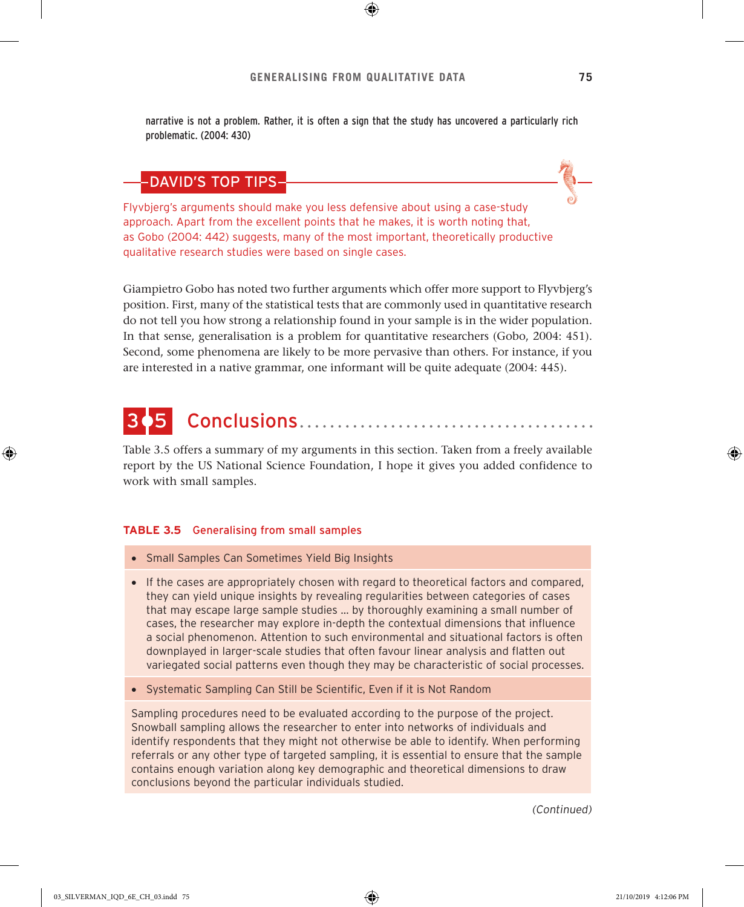narrative is not a problem. Rather, it is often a sign that the study has uncovered a particularly rich problematic. (2004: 430)

**DAVID'S TOP TIPS**

Flyvbjerg's arguments should make you less defensive about using a case-study approach. Apart from the excellent points that he makes, it is worth noting that, as Gobo (2004: 442) suggests, many of the most important, theoretically productive qualitative research studies were based on single cases.

Giampietro Gobo has noted two further arguments which offer more support to Flyvbjerg's position. First, many of the statistical tests that are commonly used in quantitative research do not tell you how strong a relationship found in your sample is in the wider population. In that sense, generalisation is a problem for quantitative researchers (Gobo, 2004: 451). Second, some phenomena are likely to be more pervasive than others. For instance, if you are interested in a native grammar, one informant will be quite adequate (2004: 445).

## 3.5 Conclusions

Table 3.5 offers a summary of my arguments in this section. Taken from a freely available report by the US National Science Foundation, I hope it gives you added confidence to work with small samples.

**TABLE 3.5** Generalising from small samples

| |
|---|
| • Small Samples Can Sometimes Yield Big Insights |
| • If the cases are appropriately chosen with regard to theoretical factors and compared, they can yield unique insights by revealing regularities between categories of cases that may escape large sample studies … by thoroughly examining a small number of cases, the researcher may explore in-depth the contextual dimensions that influence a social phenomenon. Attention to such environmental and situational factors is often downplayed in larger-scale studies that often favour linear analysis and flatten out variegated social patterns even though they may be characteristic of social processes. |
| • Systematic Sampling Can Still be Scientific, Even if it is Not Random |
| Sampling procedures need to be evaluated according to the purpose of the project. Snowball sampling allows the researcher to enter into networks of individuals and identify respondents that they might not otherwise be able to identify. When performing referrals or any other type of targeted sampling, it is essential to ensure that the sample contains enough variation along key demographic and theoretical dimensions to draw conclusions beyond the particular individuals studied. |

*(Continued)*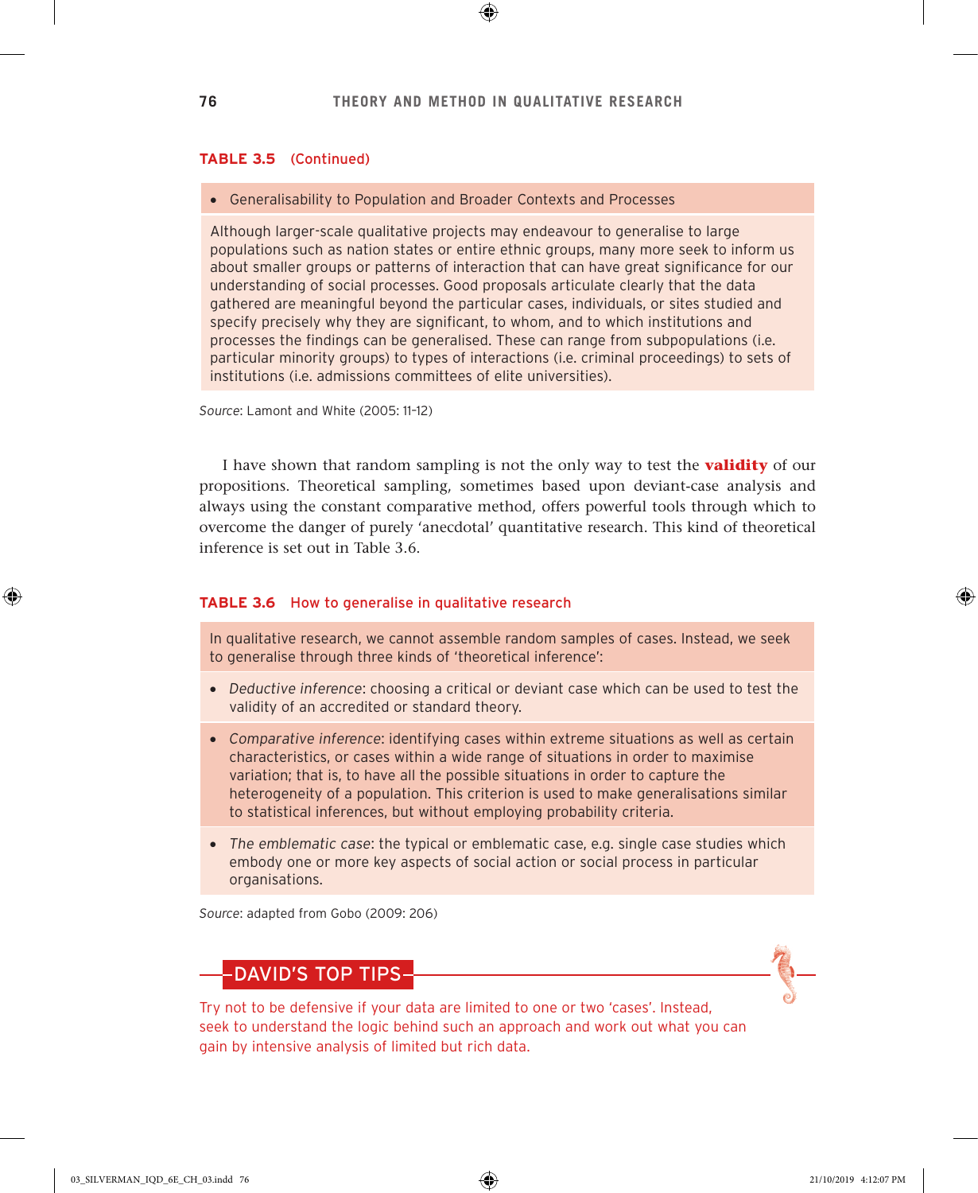**TABLE 3.5** (Continued)

- Generalisability to Population and Broader Contexts and Processes

Although larger-scale qualitative projects may endeavour to generalise to large populations such as nation states or entire ethnic groups, many more seek to inform us about smaller groups or patterns of interaction that can have great significance for our understanding of social processes. Good proposals articulate clearly that the data gathered are meaningful beyond the particular cases, individuals, or sites studied and specify precisely why they are significant, to whom, and to which institutions and processes the findings can be generalised. These can range from subpopulations (i.e. particular minority groups) to types of interactions (i.e. criminal proceedings) to sets of institutions (i.e. admissions committees of elite universities).

*Source*: Lamont and White (2005: 11–12)

I have shown that random sampling is not the only way to test the **validity** of our propositions. Theoretical sampling, sometimes based upon deviant-case analysis and always using the constant comparative method, offers powerful tools through which to overcome the danger of purely 'anecdotal' quantitative research. This kind of theoretical inference is set out in Table 3.6.

**TABLE 3.6** How to generalise in qualitative research

In qualitative research, we cannot assemble random samples of cases. Instead, we seek to generalise through three kinds of 'theoretical inference':

- *Deductive inference*: choosing a critical or deviant case which can be used to test the validity of an accredited or standard theory.
- *Comparative inference*: identifying cases within extreme situations as well as certain characteristics, or cases within a wide range of situations in order to maximise variation; that is, to have all the possible situations in order to capture the heterogeneity of a population. This criterion is used to make generalisations similar to statistical inferences, but without employing probability criteria.
- *The emblematic case*: the typical or emblematic case, e.g. single case studies which embody one or more key aspects of social action or social process in particular organisations.

*Source*: adapted from Gobo (2009: 206)

## DAVID'S TOP TIPS

Try not to be defensive if your data are limited to one or two 'cases'. Instead, seek to understand the logic behind such an approach and work out what you can gain by intensive analysis of limited but rich data.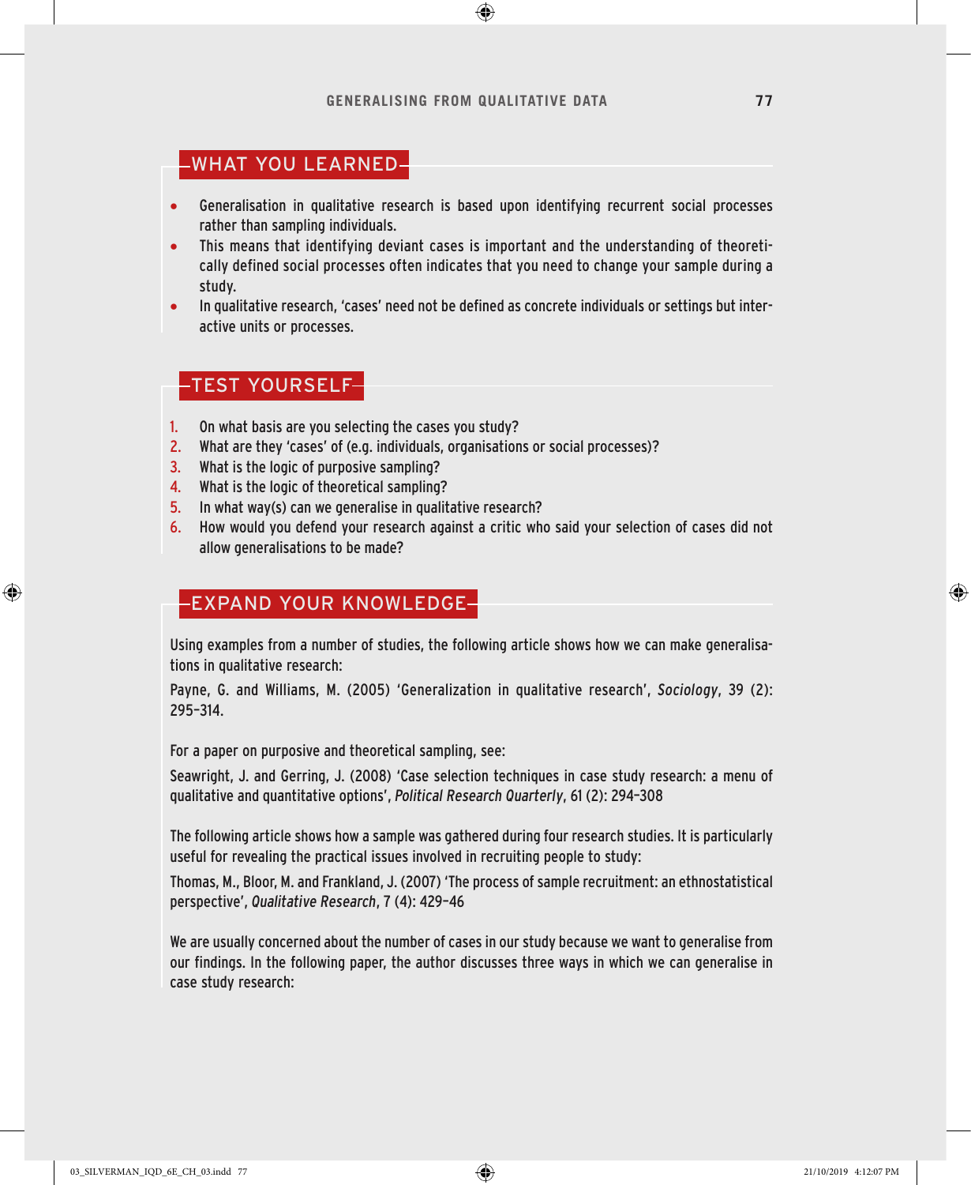## WHAT YOU LEARNED

- Generalisation in qualitative research is based upon identifying recurrent social processes rather than sampling individuals.
- This means that identifying deviant cases is important and the understanding of theoretically defined social processes often indicates that you need to change your sample during a study.
- In qualitative research, 'cases' need not be defined as concrete individuals or settings but interactive units or processes.

## TEST YOURSELF

1. On what basis are you selecting the cases you study?
2. What are they 'cases' of (e.g. individuals, organisations or social processes)?
3. What is the logic of purposive sampling?
4. What is the logic of theoretical sampling?
5. In what way(s) can we generalise in qualitative research?
6. How would you defend your research against a critic who said your selection of cases did not allow generalisations to be made?

## EXPAND YOUR KNOWLEDGE

Using examples from a number of studies, the following article shows how we can make generalisations in qualitative research:

Payne, G. and Williams, M. (2005) 'Generalization in qualitative research', *Sociology*, 39 (2): 295–314.

For a paper on purposive and theoretical sampling, see:

Seawright, J. and Gerring, J. (2008) 'Case selection techniques in case study research: a menu of qualitative and quantitative options', *Political Research Quarterly*, 61 (2): 294–308

The following article shows how a sample was gathered during four research studies. It is particularly useful for revealing the practical issues involved in recruiting people to study:

Thomas, M., Bloor, M. and Frankland, J. (2007) 'The process of sample recruitment: an ethnostatistical perspective', *Qualitative Research*, 7 (4): 429–46

We are usually concerned about the number of cases in our study because we want to generalise from our findings. In the following paper, the author discusses three ways in which we can generalise in case study research: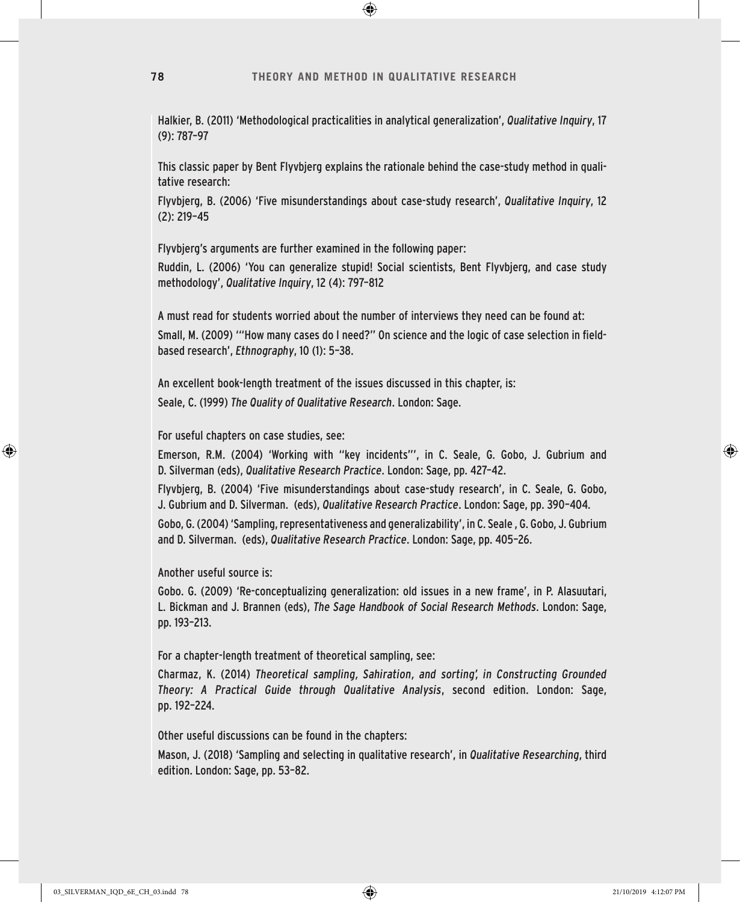Halkier, B. (2011) 'Methodological practicalities in analytical generalization', *Qualitative Inquiry*, 17 (9): 787–97

This classic paper by Bent Flyvbjerg explains the rationale behind the case-study method in qualitative research:

Flyvbjerg, B. (2006) 'Five misunderstandings about case-study research', *Qualitative Inquiry*, 12 (2): 219–45

Flyvbjerg's arguments are further examined in the following paper:

Ruddin, L. (2006) 'You can generalize stupid! Social scientists, Bent Flyvbjerg, and case study methodology', *Qualitative Inquiry*, 12 (4): 797–812

A must read for students worried about the number of interviews they need can be found at:

Small, M. (2009) '"How many cases do I need?" On science and the logic of case selection in field-based research', *Ethnography*, 10 (1): 5–38.

An excellent book-length treatment of the issues discussed in this chapter, is:

Seale, C. (1999) *The Quality of Qualitative Research*. London: Sage.

For useful chapters on case studies, see:

Emerson, R.M. (2004) 'Working with "key incidents"', in C. Seale, G. Gobo, J. Gubrium and D. Silverman (eds), *Qualitative Research Practice*. London: Sage, pp. 427–42.

Flyvbjerg, B. (2004) 'Five misunderstandings about case-study research', in C. Seale, G. Gobo, J. Gubrium and D. Silverman. (eds), *Qualitative Research Practice*. London: Sage, pp. 390–404.

Gobo, G. (2004) 'Sampling, representativeness and generalizability', in C. Seale , G. Gobo, J. Gubrium and D. Silverman. (eds), *Qualitative Research Practice*. London: Sage, pp. 405–26.

Another useful source is:

Gobo. G. (2009) 'Re-conceptualizing generalization: old issues in a new frame', in P. Alasuutari, L. Bickman and J. Brannen (eds), *The Sage Handbook of Social Research Methods*. London: Sage, pp. 193–213.

For a chapter-length treatment of theoretical sampling, see:

Charmaz, K. (2014) *Theoretical sampling, Sahiration, and sorting', in Constructing Grounded Theory: A Practical Guide through Qualitative Analysis*, second edition. London: Sage, pp. 192–224.

Other useful discussions can be found in the chapters:

Mason, J. (2018) 'Sampling and selecting in qualitative research', in *Qualitative Researching*, third edition. London: Sage, pp. 53–82.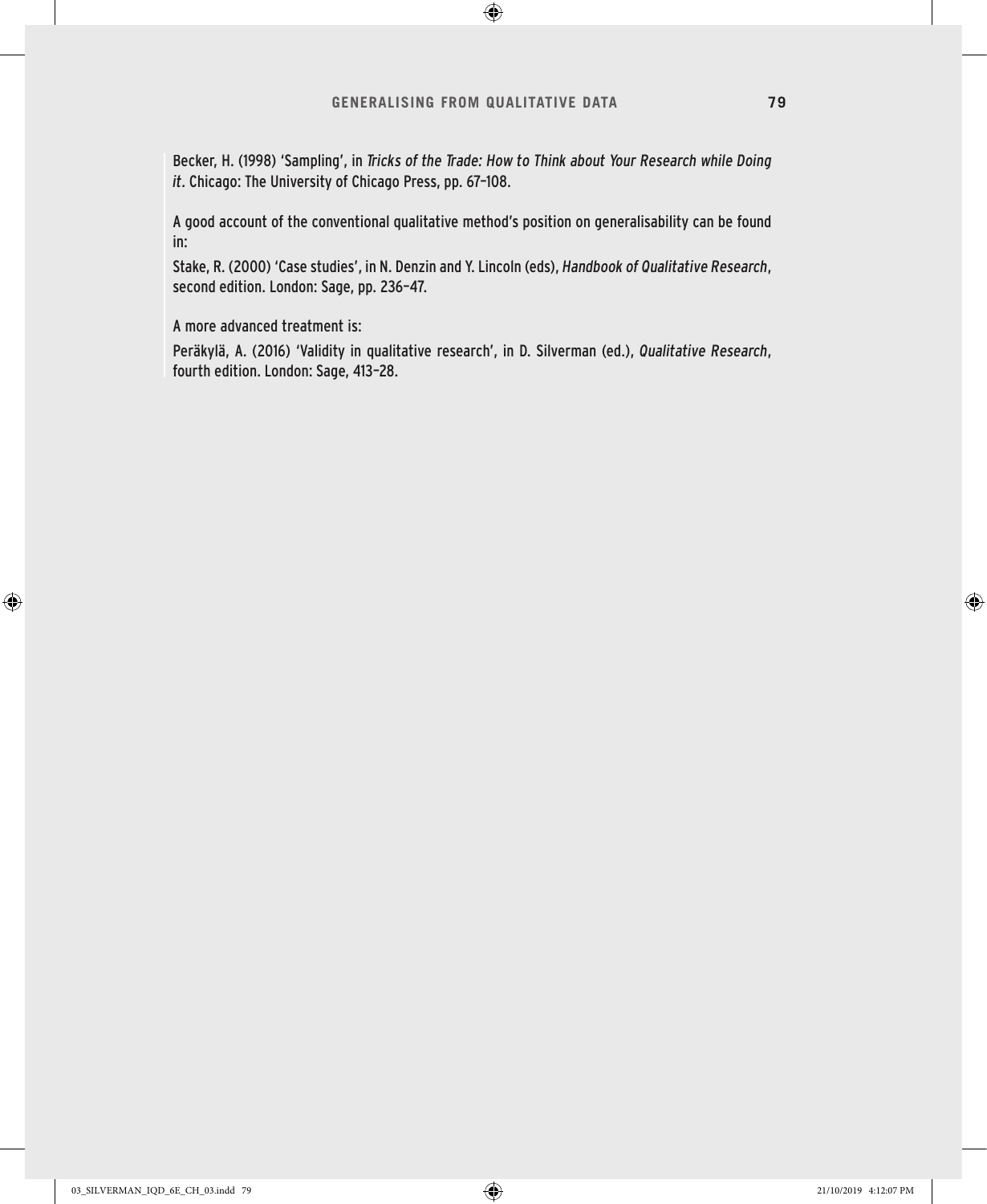Becker, H. (1998) 'Sampling', in *Tricks of the Trade: How to Think about Your Research while Doing it*. Chicago: The University of Chicago Press, pp. 67–108.

A good account of the conventional qualitative method's position on generalisability can be found in:

Stake, R. (2000) 'Case studies', in N. Denzin and Y. Lincoln (eds), *Handbook of Qualitative Research*, second edition. London: Sage, pp. 236–47.

A more advanced treatment is:

Peräkylä, A. (2016) 'Validity in qualitative research', in D. Silverman (ed.), *Qualitative Research*, fourth edition. London: Sage, 413–28.